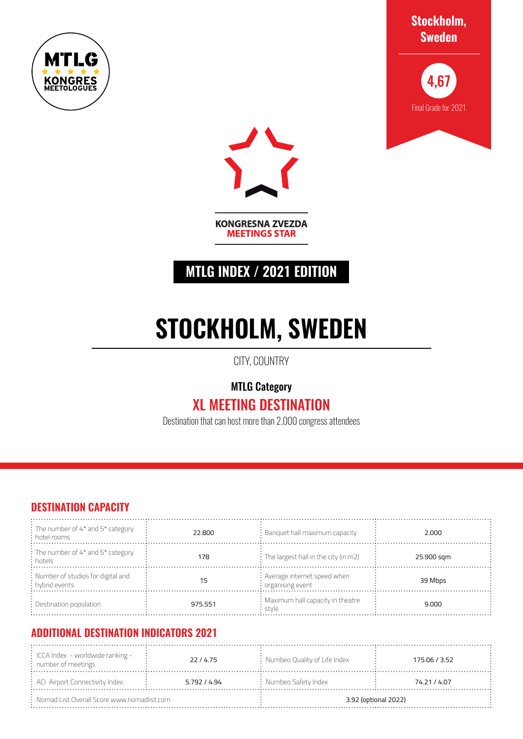MTLG KONGRES MEETOLOGUES

**Stockholm, Sweden**

**4,67**

Final Grade for 2021

KONGRESNA ZVEZDA
**MEETINGS STAR**

## MTLG INDEX / 2021 EDITION

# STOCKHOLM, SWEDEN

CITY, COUNTRY

**MTLG Category**

## XL MEETING DESTINATION

Destination that can host more than 2,000 congress attendees

## DESTINATION CAPACITY

| | | | |
|---|---|---|---|
| The number of 4* and 5* category hotel rooms | 22.800 | Banquet hall maximum capacity | 2.000 |
| The number of 4* and 5* category hotels | 178 | The largest hall in the city (in m2) | 25.900 sqm |
| Number of studios for digital and hybrid events | 15 | Average internet speed when organising event | 39 Mbps |
| Destination population | 975.551 | Maximum hall capacity in theatre style | 9.000 |

## ADDITIONAL DESTINATION INDICATORS 2021

| | | | |
|---|---|---|---|
| ICCA Index - worldwide ranking - number of meetings | 22 / 4.75 | Numbeo Quality of Life Index | 175.06 / 3.52 |
| ACI Airport Connectivity Index: | 5.792 / 4.94 | Numbeo Safety Index | 74.21 / 4.07 |
| Nomad List Overall Score www.nomadlist.com | | 3.92 (optional 2022) | |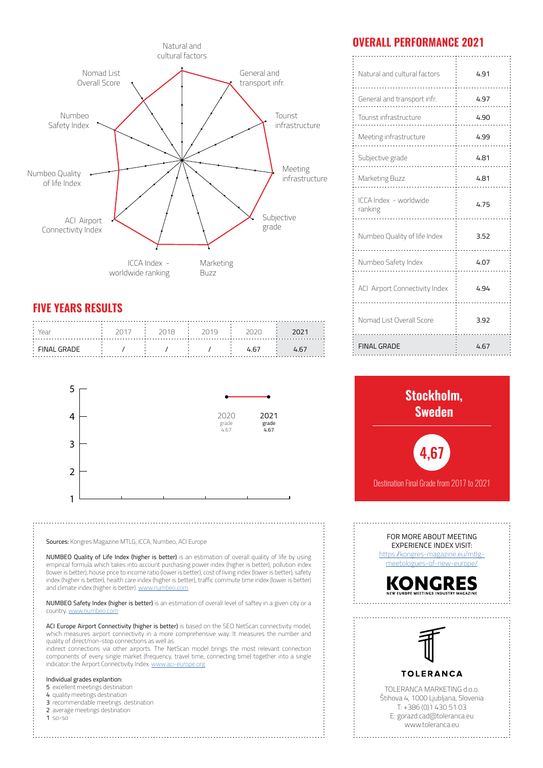Natural and cultural factors

General and transport infr.

Tourist infrastructure

Meeting infrastructure

Subjective grade

Marketing Buzz

ICCA Index - worldwide ranking

ACI Airport Connectivity Index

Numbeo Quality of life Index

Numbeo Safety Index

Nomad List Overall Score

## OVERALL PERFORMANCE 2021

| | |
|---|---|
| Natural and cultural factors | 4.91 |
| General and transport infr. | 4.97 |
| Tourist infrastructure | 4.90 |
| Meeting infrastructure | 4.99 |
| Subjective grade | 4.81 |
| Marketing Buzz | 4.81 |
| ICCA Index - worldwide ranking | 4.75 |
| Numbeo Quality of life Index | 3.52 |
| Numbeo Safety Index | 4.07 |
| ACI Airport Connectivity Index | 4.94 |
| Nomad List Overall Score | 3.92 |
| FINAL GRADE | 4.67 |

## FIVE YEARS RESULTS

| Year | 2017 | 2018 | 2019 | 2020 | 2021 |
|---|---|---|---|---|---|
| FINAL GRADE | / | / | / | 4.67 | 4.67 |

5
4
3
2
1

2020 grade 4.67

2021 grade 4.67

## Stockholm, Sweden

**4,67**

Destination Final Grade from 2017 to 2021

**Sources:** Kongres Magazine MTLG, ICCA, Numbeo, ACI Europe

**NUMBEO Quality of Life Index (higher is better)** is an estimation of overall quality of life by using empirical formula which takes into account purchasing power index (higher is better), pollution index (lower is better), house price to income ratio (lower is better), cost of living index (lower is better), safety index (higher is better), health care index (higher is better), traffic commute time index (lower is better) and climate index (higher is better). www.numbeo.com

**NUMBEO Safety Index (higher is better)** is an estimation of overall level of saftey in a given city or a country. www.numbeo.com

**ACI Europe Airport Connectivity (higher is better)** is based on the SEO NetScan connectivity model, which measures airport connectivity in a more comprehensive way. It measures the number and quality of direct/non-stop connections as well as indirect connections via other airports. The NetScan model brings the most relevant connection components of every single market (frequency, travel time, connecting time) together into a single indicator: the Airport Connectivity Index. www.aci-europe.org

**Individual grades explanation:**
5 excellent meetings destination
4 quality meetings destination
3 recommendable meetings destination
2 average meetings destination
1 so-so

FOR MORE ABOUT MEETING EXPERIENCE INDEX VISIT:
https://kongres-magazine.eu/mtlg-meetologues-of-new-europe/

KONGRES
NEW EUROPE MEETINGS INDUSTRY MAGAZINE

TOLERANCA

TOLERANCA MARKETING d.o.o.
Štihova 4, 1000 Ljubljana, Slovenia
T: +386 (0)1 430 51 03
E: gorazd.cad@toleranca.eu
www.toleranca.eu